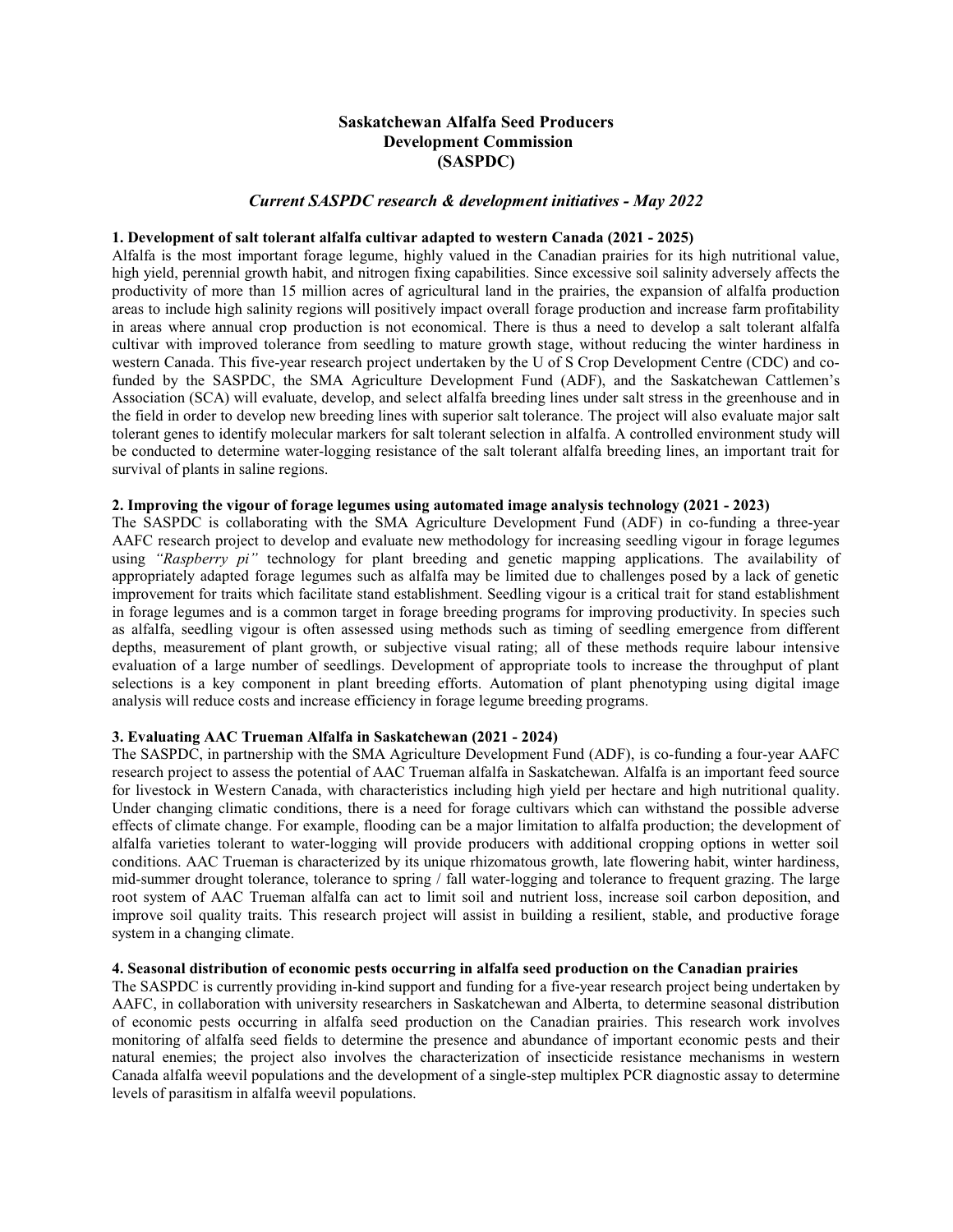# Saskatchewan Alfalfa Seed Producers Development Commission (SASPDC)

## *Current SASPDC research & development initiatives - May 2022*

### 1. Development of salt tolerant alfalfa cultivar adapted to western Canada (2021 - 2025)

Alfalfa is the most important forage legume, highly valued in the Canadian prairies for its high nutritional value, high yield, perennial growth habit, and nitrogen fixing capabilities. Since excessive soil salinity adversely affects the productivity of more than 15 million acres of agricultural land in the prairies, the expansion of alfalfa production areas to include high salinity regions will positively impact overall forage production and increase farm profitability in areas where annual crop production is not economical. There is thus a need to develop a salt tolerant alfalfa cultivar with improved tolerance from seedling to mature growth stage, without reducing the winter hardiness in western Canada. This five-year research project undertaken by the U of S Crop Development Centre (CDC) and co-funded by the SASPDC, the SMA Agriculture Development Fund (ADF), and the Saskatchewan Cattlemen's Association (SCA) will evaluate, develop, and select alfalfa breeding lines under salt stress in the greenhouse and in the field in order to develop new breeding lines with superior salt tolerance. The project will also evaluate major salt tolerant genes to identify molecular markers for salt tolerant selection in alfalfa. A controlled environment study will be conducted to determine water-logging resistance of the salt tolerant alfalfa breeding lines, an important trait for survival of plants in saline regions.

### 2. Improving the vigour of forage legumes using automated image analysis technology (2021 - 2023)

The SASPDC is collaborating with the SMA Agriculture Development Fund (ADF) in co-funding a three-year AAFC research project to develop and evaluate new methodology for increasing seedling vigour in forage legumes using *"Raspberry pi"* technology for plant breeding and genetic mapping applications. The availability of appropriately adapted forage legumes such as alfalfa may be limited due to challenges posed by a lack of genetic improvement for traits which facilitate stand establishment. Seedling vigour is a critical trait for stand establishment in forage legumes and is a common target in forage breeding programs for improving productivity. In species such as alfalfa, seedling vigour is often assessed using methods such as timing of seedling emergence from different depths, measurement of plant growth, or subjective visual rating; all of these methods require labour intensive evaluation of a large number of seedlings. Development of appropriate tools to increase the throughput of plant selections is a key component in plant breeding efforts. Automation of plant phenotyping using digital image analysis will reduce costs and increase efficiency in forage legume breeding programs.

### 3. Evaluating AAC Trueman Alfalfa in Saskatchewan (2021 - 2024)

The SASPDC, in partnership with the SMA Agriculture Development Fund (ADF), is co-funding a four-year AAFC research project to assess the potential of AAC Trueman alfalfa in Saskatchewan. Alfalfa is an important feed source for livestock in Western Canada, with characteristics including high yield per hectare and high nutritional quality. Under changing climatic conditions, there is a need for forage cultivars which can withstand the possible adverse effects of climate change. For example, flooding can be a major limitation to alfalfa production; the development of alfalfa varieties tolerant to water-logging will provide producers with additional cropping options in wetter soil conditions. AAC Trueman is characterized by its unique rhizomatous growth, late flowering habit, winter hardiness, mid-summer drought tolerance, tolerance to spring / fall water-logging and tolerance to frequent grazing. The large root system of AAC Trueman alfalfa can act to limit soil and nutrient loss, increase soil carbon deposition, and improve soil quality traits. This research project will assist in building a resilient, stable, and productive forage system in a changing climate.

### 4. Seasonal distribution of economic pests occurring in alfalfa seed production on the Canadian prairies

The SASPDC is currently providing in-kind support and funding for a five-year research project being undertaken by AAFC, in collaboration with university researchers in Saskatchewan and Alberta, to determine seasonal distribution of economic pests occurring in alfalfa seed production on the Canadian prairies. This research work involves monitoring of alfalfa seed fields to determine the presence and abundance of important economic pests and their natural enemies; the project also involves the characterization of insecticide resistance mechanisms in western Canada alfalfa weevil populations and the development of a single-step multiplex PCR diagnostic assay to determine levels of parasitism in alfalfa weevil populations.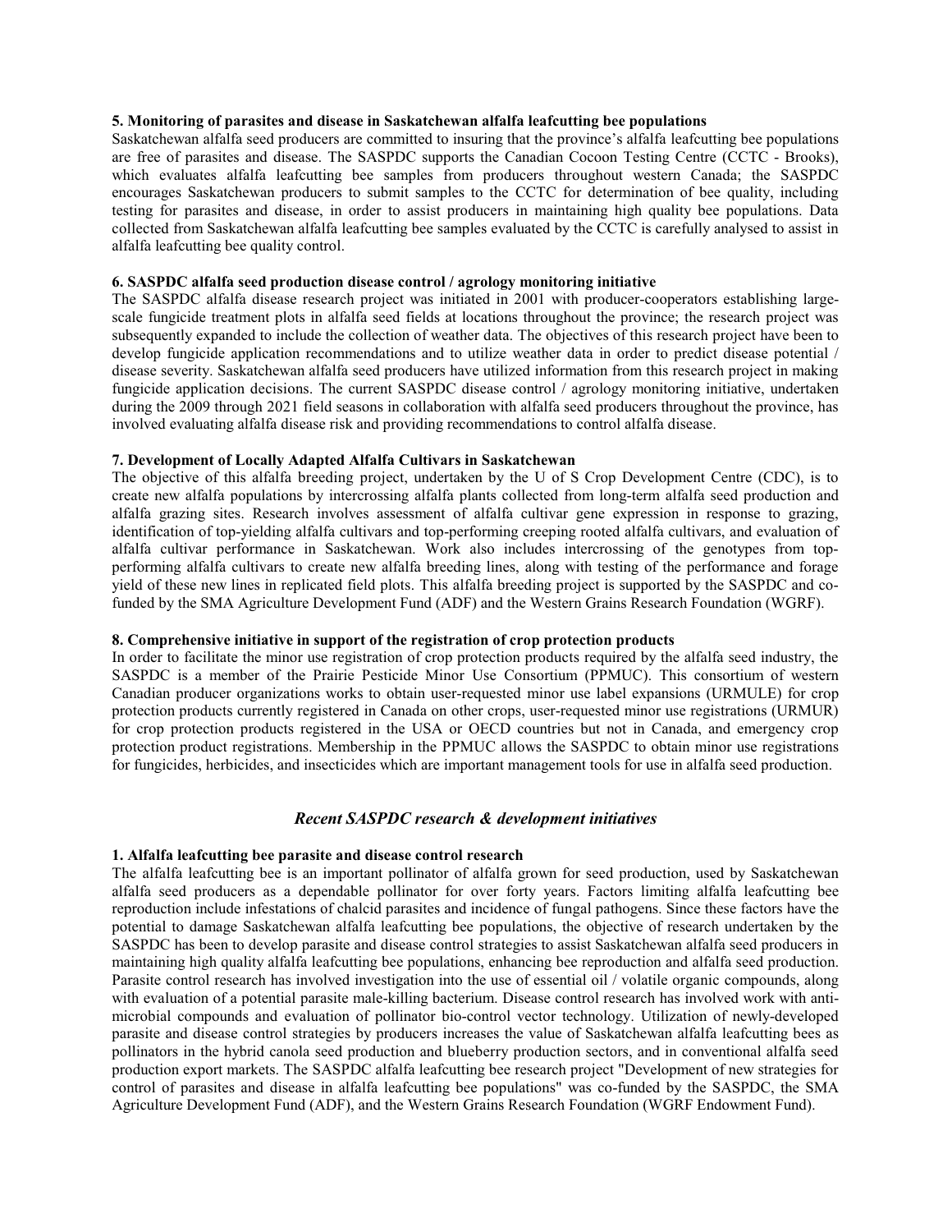**5. Monitoring of parasites and disease in Saskatchewan alfalfa leafcutting bee populations**

Saskatchewan alfalfa seed producers are committed to insuring that the province's alfalfa leafcutting bee populations are free of parasites and disease. The SASPDC supports the Canadian Cocoon Testing Centre (CCTC - Brooks), which evaluates alfalfa leafcutting bee samples from producers throughout western Canada; the SASPDC encourages Saskatchewan producers to submit samples to the CCTC for determination of bee quality, including testing for parasites and disease, in order to assist producers in maintaining high quality bee populations. Data collected from Saskatchewan alfalfa leafcutting bee samples evaluated by the CCTC is carefully analysed to assist in alfalfa leafcutting bee quality control.

**6. SASPDC alfalfa seed production disease control / agrology monitoring initiative**

The SASPDC alfalfa disease research project was initiated in 2001 with producer-cooperators establishing large-scale fungicide treatment plots in alfalfa seed fields at locations throughout the province; the research project was subsequently expanded to include the collection of weather data. The objectives of this research project have been to develop fungicide application recommendations and to utilize weather data in order to predict disease potential / disease severity. Saskatchewan alfalfa seed producers have utilized information from this research project in making fungicide application decisions. The current SASPDC disease control / agrology monitoring initiative, undertaken during the 2009 through 2021 field seasons in collaboration with alfalfa seed producers throughout the province, has involved evaluating alfalfa disease risk and providing recommendations to control alfalfa disease.

**7. Development of Locally Adapted Alfalfa Cultivars in Saskatchewan**

The objective of this alfalfa breeding project, undertaken by the U of S Crop Development Centre (CDC), is to create new alfalfa populations by intercrossing alfalfa plants collected from long-term alfalfa seed production and alfalfa grazing sites. Research involves assessment of alfalfa cultivar gene expression in response to grazing, identification of top-yielding alfalfa cultivars and top-performing creeping rooted alfalfa cultivars, and evaluation of alfalfa cultivar performance in Saskatchewan. Work also includes intercrossing of the genotypes from top-performing alfalfa cultivars to create new alfalfa breeding lines, along with testing of the performance and forage yield of these new lines in replicated field plots. This alfalfa breeding project is supported by the SASPDC and co-funded by the SMA Agriculture Development Fund (ADF) and the Western Grains Research Foundation (WGRF).

**8. Comprehensive initiative in support of the registration of crop protection products**

In order to facilitate the minor use registration of crop protection products required by the alfalfa seed industry, the SASPDC is a member of the Prairie Pesticide Minor Use Consortium (PPMUC). This consortium of western Canadian producer organizations works to obtain user-requested minor use label expansions (URMULE) for crop protection products currently registered in Canada on other crops, user-requested minor use registrations (URMUR) for crop protection products registered in the USA or OECD countries but not in Canada, and emergency crop protection product registrations. Membership in the PPMUC allows the SASPDC to obtain minor use registrations for fungicides, herbicides, and insecticides which are important management tools for use in alfalfa seed production.

## ***Recent SASPDC research & development initiatives***

**1. Alfalfa leafcutting bee parasite and disease control research**

The alfalfa leafcutting bee is an important pollinator of alfalfa grown for seed production, used by Saskatchewan alfalfa seed producers as a dependable pollinator for over forty years. Factors limiting alfalfa leafcutting bee reproduction include infestations of chalcid parasites and incidence of fungal pathogens. Since these factors have the potential to damage Saskatchewan alfalfa leafcutting bee populations, the objective of research undertaken by the SASPDC has been to develop parasite and disease control strategies to assist Saskatchewan alfalfa seed producers in maintaining high quality alfalfa leafcutting bee populations, enhancing bee reproduction and alfalfa seed production. Parasite control research has involved investigation into the use of essential oil / volatile organic compounds, along with evaluation of a potential parasite male-killing bacterium. Disease control research has involved work with anti-microbial compounds and evaluation of pollinator bio-control vector technology. Utilization of newly-developed parasite and disease control strategies by producers increases the value of Saskatchewan alfalfa leafcutting bees as pollinators in the hybrid canola seed production and blueberry production sectors, and in conventional alfalfa seed production export markets. The SASPDC alfalfa leafcutting bee research project "Development of new strategies for control of parasites and disease in alfalfa leafcutting bee populations" was co-funded by the SASPDC, the SMA Agriculture Development Fund (ADF), and the Western Grains Research Foundation (WGRF Endowment Fund).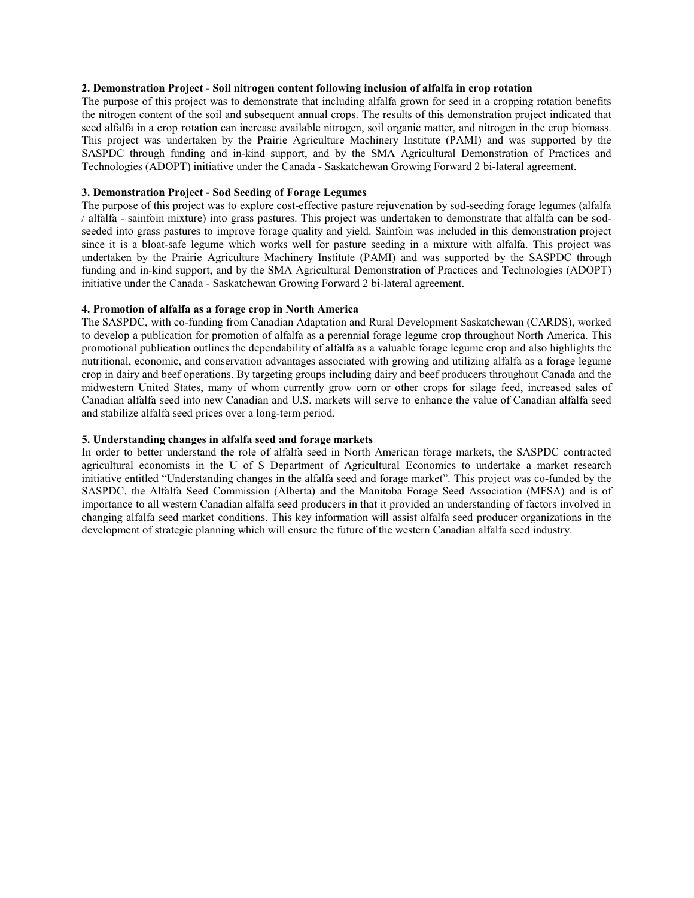**2. Demonstration Project - Soil nitrogen content following inclusion of alfalfa in crop rotation**

The purpose of this project was to demonstrate that including alfalfa grown for seed in a cropping rotation benefits the nitrogen content of the soil and subsequent annual crops. The results of this demonstration project indicated that seed alfalfa in a crop rotation can increase available nitrogen, soil organic matter, and nitrogen in the crop biomass. This project was undertaken by the Prairie Agriculture Machinery Institute (PAMI) and was supported by the SASPDC through funding and in-kind support, and by the SMA Agricultural Demonstration of Practices and Technologies (ADOPT) initiative under the Canada - Saskatchewan Growing Forward 2 bi-lateral agreement.

**3. Demonstration Project - Sod Seeding of Forage Legumes**

The purpose of this project was to explore cost-effective pasture rejuvenation by sod-seeding forage legumes (alfalfa / alfalfa - sainfoin mixture) into grass pastures. This project was undertaken to demonstrate that alfalfa can be sod-seeded into grass pastures to improve forage quality and yield. Sainfoin was included in this demonstration project since it is a bloat-safe legume which works well for pasture seeding in a mixture with alfalfa. This project was undertaken by the Prairie Agriculture Machinery Institute (PAMI) and was supported by the SASPDC through funding and in-kind support, and by the SMA Agricultural Demonstration of Practices and Technologies (ADOPT) initiative under the Canada - Saskatchewan Growing Forward 2 bi-lateral agreement.

**4. Promotion of alfalfa as a forage crop in North America**

The SASPDC, with co-funding from Canadian Adaptation and Rural Development Saskatchewan (CARDS), worked to develop a publication for promotion of alfalfa as a perennial forage legume crop throughout North America. This promotional publication outlines the dependability of alfalfa as a valuable forage legume crop and also highlights the nutritional, economic, and conservation advantages associated with growing and utilizing alfalfa as a forage legume crop in dairy and beef operations. By targeting groups including dairy and beef producers throughout Canada and the midwestern United States, many of whom currently grow corn or other crops for silage feed, increased sales of Canadian alfalfa seed into new Canadian and U.S. markets will serve to enhance the value of Canadian alfalfa seed and stabilize alfalfa seed prices over a long-term period.

**5. Understanding changes in alfalfa seed and forage markets**

In order to better understand the role of alfalfa seed in North American forage markets, the SASPDC contracted agricultural economists in the U of S Department of Agricultural Economics to undertake a market research initiative entitled "Understanding changes in the alfalfa seed and forage market". This project was co-funded by the SASPDC, the Alfalfa Seed Commission (Alberta) and the Manitoba Forage Seed Association (MFSA) and is of importance to all western Canadian alfalfa seed producers in that it provided an understanding of factors involved in changing alfalfa seed market conditions. This key information will assist alfalfa seed producer organizations in the development of strategic planning which will ensure the future of the western Canadian alfalfa seed industry.